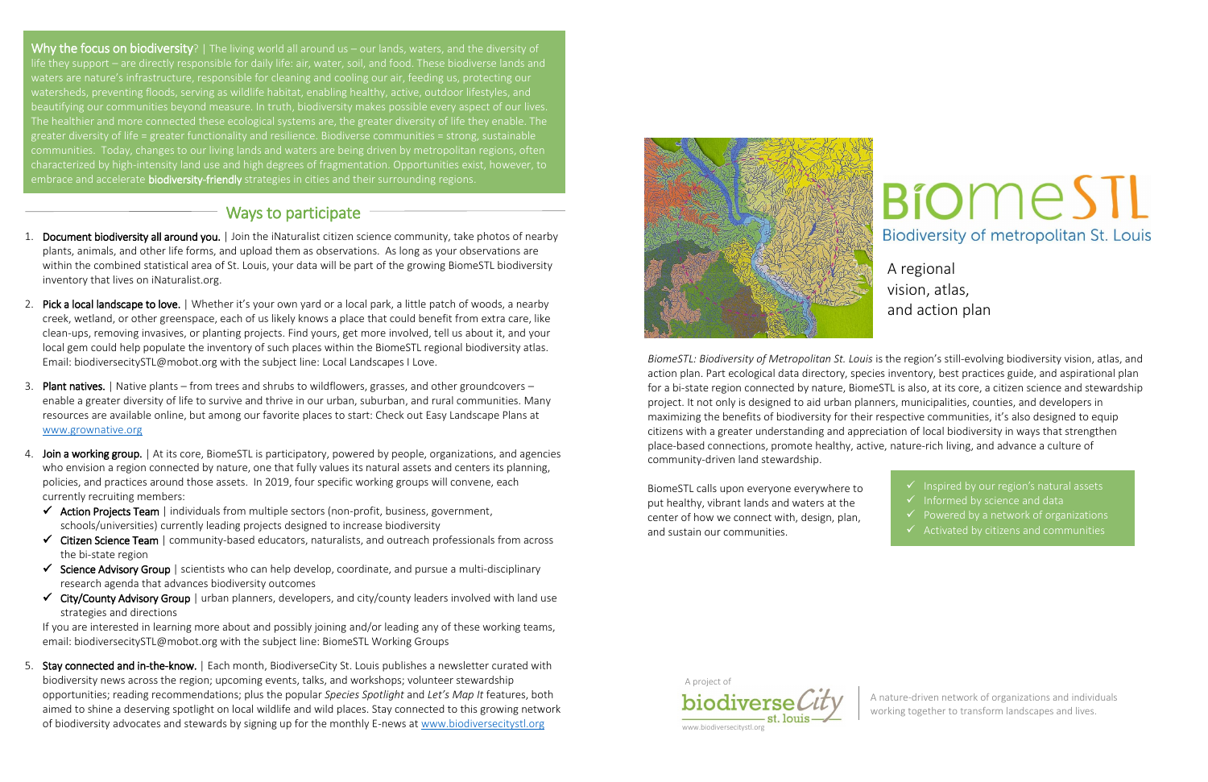**Why the focus on biodiversity**? | The living world all around us – our lands, waters, and the diversity of life they support – are directly responsible for daily life: air, water, soil, and food. These biodiverse lands and waters are nature's infrastructure, responsible for cleaning and cooling our air, feeding us, protecting our watersheds, preventing floods, serving as wildlife habitat, enabling healthy, active, outdoor lifestyles, and beautifying our communities beyond measure. In truth, biodiversity makes possible every aspect of our lives. The healthier and more connected these ecological systems are, the greater diversity of life they enable. The greater diversity of life = greater functionality and resilience. Biodiverse communities = strong, sustainable communities. Today, changes to our living lands and waters are being driven by metropolitan regions, often characterized by high-intensity land use and high degrees of fragmentation. Opportunities exist, however, to embrace and accelerate **biodiversity-friendly** strategies in cities and their surrounding regions.

## Ways to participate

1. **Document biodiversity all around you.** | Join the iNaturalist citizen science community, take photos of nearby plants, animals, and other life forms, and upload them as observations. As long as your observations are within the combined statistical area of St. Louis, your data will be part of the growing BiomeSTL biodiversity inventory that lives on iNaturalist.org.

2. **Pick a local landscape to love.** | Whether it's your own yard or a local park, a little patch of woods, a nearby creek, wetland, or other greenspace, each of us likely knows a place that could benefit from extra care, like clean-ups, removing invasives, or planting projects. Find yours, get more involved, tell us about it, and your local gem could help populate the inventory of such places within the BiomeSTL regional biodiversity atlas. Email: biodiversecitySTL@mobot.org with the subject line: Local Landscapes I Love.

3. **Plant natives.** | Native plants – from trees and shrubs to wildflowers, grasses, and other groundcovers – enable a greater diversity of life to survive and thrive in our urban, suburban, and rural communities. Many resources are available online, but among our favorite places to start: Check out Easy Landscape Plans at www.grownative.org

4. **Join a working group.** | At its core, BiomeSTL is participatory, powered by people, organizations, and agencies who envision a region connected by nature, one that fully values its natural assets and centers its planning, policies, and practices around those assets. In 2019, four specific working groups will convene, each currently recruiting members:
   - ✓ **Action Projects Team** | individuals from multiple sectors (non-profit, business, government, schools/universities) currently leading projects designed to increase biodiversity
   - ✓ **Citizen Science Team** | community-based educators, naturalists, and outreach professionals from across the bi-state region
   - ✓ **Science Advisory Group** | scientists who can help develop, coordinate, and pursue a multi-disciplinary research agenda that advances biodiversity outcomes
   - ✓ **City/County Advisory Group** | urban planners, developers, and city/county leaders involved with land use strategies and directions

   If you are interested in learning more about and possibly joining and/or leading any of these working teams, email: biodiversecitySTL@mobot.org with the subject line: BiomeSTL Working Groups

5. **Stay connected and in-the-know.** | Each month, BiodiverseCity St. Louis publishes a newsletter curated with biodiversity news across the region; upcoming events, talks, and workshops; volunteer stewardship opportunities; reading recommendations; plus the popular *Species Spotlight* and *Let's Map It* features, both aimed to shine a deserving spotlight on local wildlife and wild places. Stay connected to this growing network of biodiversity advocates and stewards by signing up for the monthly E-news at www.biodiversecitystl.org

# BiomeSTL

## Biodiversity of metropolitan St. Louis

A regional vision, atlas, and action plan

*BiomeSTL: Biodiversity of Metropolitan St. Louis* is the region's still-evolving biodiversity vision, atlas, and action plan. Part ecological data directory, species inventory, best practices guide, and aspirational plan for a bi-state region connected by nature, BiomeSTL is also, at its core, a citizen science and stewardship project. It not only is designed to aid urban planners, municipalities, counties, and developers in maximizing the benefits of biodiversity for their respective communities, it's also designed to equip citizens with a greater understanding and appreciation of local biodiversity in ways that strengthen place-based connections, promote healthy, active, nature-rich living, and advance a culture of community-driven land stewardship.

BiomeSTL calls upon everyone everywhere to put healthy, vibrant lands and waters at the center of how we connect with, design, plan, and sustain our communities.

- ✓ Inspired by our region's natural assets
- ✓ Informed by science and data
- ✓ Powered by a network of organizations
- ✓ Activated by citizens and communities

A project of biodiverseCity st. louis

www.biodiversecitystl.org

A nature-driven network of organizations and individuals working together to transform landscapes and lives.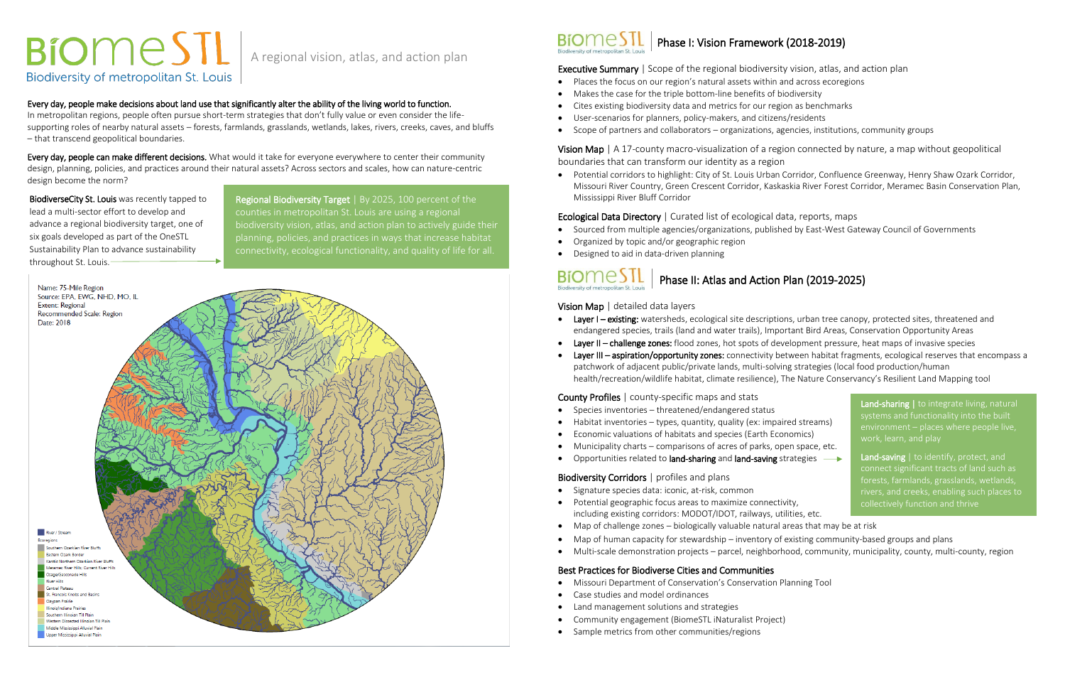# BiomeSTL

Biodiversity of metropolitan St. Louis

A regional vision, atlas, and action plan

**Every day, people make decisions about land use that significantly alter the ability of the living world to function.** In metropolitan regions, people often pursue short-term strategies that don't fully value or even consider the life-supporting roles of nearby natural assets – forests, farmlands, grasslands, wetlands, lakes, rivers, creeks, caves, and bluffs – that transcend geopolitical boundaries.

**Every day, people can make different decisions.** What would it take for everyone everywhere to center their community design, planning, policies, and practices around their natural assets? Across sectors and scales, how can nature-centric design become the norm?

**BiodiverseCity St. Louis** was recently tapped to lead a multi-sector effort to develop and advance a regional biodiversity target, one of six goals developed as part of the OneSTL Sustainability Plan to advance sustainability throughout St. Louis.

**Regional Biodiversity Target** | By 2025, 100 percent of the counties in metropolitan St. Louis are using a regional biodiversity vision, atlas, and action plan to actively guide their planning, policies, and practices in ways that increase habitat connectivity, ecological functionality, and quality of life for all.

Name: 75-Mile Region
Source: EPA, EWG, NHD, MO, IL
Extent: Regional
Recommended Scale: Region
Date: 2018

River / Stream
Ecoregions
Southern Ozarkian River Bluffs
Eastern Ozark Border
Karstic Northern Ozarkian River Bluffs
Meramec River Hills; Current River Hills
Osage/Gasconade Hills
River Hills
Central Plateau
St. Francois Knobs and Basins
Claypan Prairie
Illinois/Indiana Prairies
Southern Illinoian Till Plain
Western Dissected Illinoian Till Plain
Middle Mississippi Alluvial Plain
Upper Mississippi Alluvial Plain

## BiomeSTL | Phase I: Vision Framework (2018-2019)

**Executive Summary** | Scope of the regional biodiversity vision, atlas, and action plan

- Places the focus on our region's natural assets within and across ecoregions
- Makes the case for the triple bottom-line benefits of biodiversity
- Cites existing biodiversity data and metrics for our region as benchmarks
- User-scenarios for planners, policy-makers, and citizens/residents
- Scope of partners and collaborators – organizations, agencies, institutions, community groups

**Vision Map** | A 17-county macro-visualization of a region connected by nature, a map without geopolitical boundaries that can transform our identity as a region

- Potential corridors to highlight: City of St. Louis Urban Corridor, Confluence Greenway, Henry Shaw Ozark Corridor, Missouri River Country, Green Crescent Corridor, Kaskaskia River Forest Corridor, Meramec Basin Conservation Plan, Mississippi River Bluff Corridor

**Ecological Data Directory** | Curated list of ecological data, reports, maps

- Sourced from multiple agencies/organizations, published by East-West Gateway Council of Governments
- Organized by topic and/or geographic region
- Designed to aid in data-driven planning

## BiomeSTL | Phase II: Atlas and Action Plan (2019-2025)

**Vision Map** | detailed data layers

- **Layer I – existing:** watersheds, ecological site descriptions, urban tree canopy, protected sites, threatened and endangered species, trails (land and water trails), Important Bird Areas, Conservation Opportunity Areas
- **Layer II – challenge zones:** flood zones, hot spots of development pressure, heat maps of invasive species
- **Layer III – aspiration/opportunity zones:** connectivity between habitat fragments, ecological reserves that encompass a patchwork of adjacent public/private lands, multi-solving strategies (local food production/human health/recreation/wildlife habitat, climate resilience), The Nature Conservancy's Resilient Land Mapping tool

**County Profiles** | county-specific maps and stats

- Species inventories – threatened/endangered status
- Habitat inventories – types, quantity, quality (ex: impaired streams)
- Economic valuations of habitats and species (Earth Economics)
- Municipality charts – comparisons of acres of parks, open space, etc.
- Opportunities related to **land-sharing** and **land-saving** strategies

**Land-sharing** | to integrate living, natural systems and functionality into the built environment – places where people live, work, learn, and play

**Land-saving** | to identify, protect, and connect significant tracts of land such as forests, farmlands, grasslands, wetlands, rivers, and creeks, enabling such places to collectively function and thrive

**Biodiversity Corridors** | profiles and plans

- Signature species data: iconic, at-risk, common
- Potential geographic focus areas to maximize connectivity, including existing corridors: MODOT/IDOT, railways, utilities, etc.
- Map of challenge zones – biologically valuable natural areas that may be at risk
- Map of human capacity for stewardship – inventory of existing community-based groups and plans
- Multi-scale demonstration projects – parcel, neighborhood, community, municipality, county, multi-county, region

**Best Practices for Biodiverse Cities and Communities**

- Missouri Department of Conservation's Conservation Planning Tool
- Case studies and model ordinances
- Land management solutions and strategies
- Community engagement (BiomeSTL iNaturalist Project)
- Sample metrics from other communities/regions